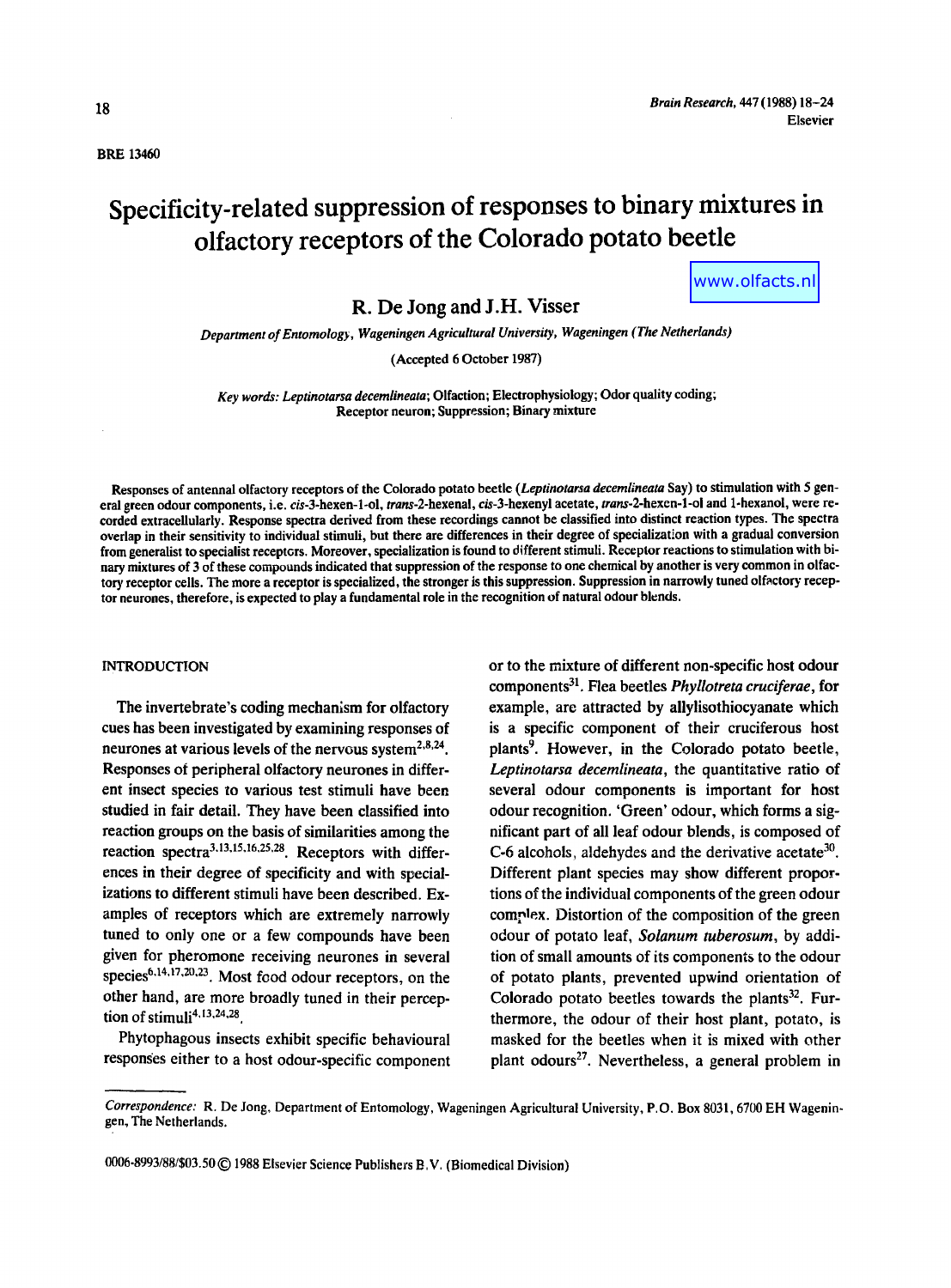BRE 13460

# Specificity-related suppression of responses to binary mixtures in olfactory receptors of the Colorado potato beetle

www.olfacts.nl

**R. De Jong and J.H. Visser**

*Department of Entomology, Wageningen Agricultural University, Wageningen (The Netherlands)*

(Accepted 6 October 1987)

*Key words: Leptinotarsa decemlineata*; Olfaction; Electrophysiology; Odor quality coding; Receptor neuron; Suppression; Binary mixture

Responses of antennal olfactory receptors of the Colorado potato beetle (*Leptinotarsa decemlineata* Say) to stimulation with 5 general green odour components, i.e. *cis*-3-hexen-1-ol, *trans*-2-hexenal, *cis*-3-hexenyl acetate, *trans*-2-hexen-1-ol and 1-hexanol, were recorded extracellularly. Response spectra derived from these recordings cannot be classified into distinct reaction types. The spectra overlap in their sensitivity to individual stimuli, but there are differences in their degree of specialization with a gradual conversion from generalist to specialist receptors. Moreover, specialization is found to different stimuli. Receptor reactions to stimulation with binary mixtures of 3 of these compounds indicated that suppression of the response to one chemical by another is very common in olfactory receptor cells. The more a receptor is specialized, the stronger is this suppression. Suppression in narrowly tuned olfactory receptor neurones, therefore, is expected to play a fundamental role in the recognition of natural odour blends.

## INTRODUCTION

The invertebrate's coding mechanism for olfactory cues has been investigated by examining responses of neurones at various levels of the nervous system[2,8,24]. Responses of peripheral olfactory neurones in different insect species to various test stimuli have been studied in fair detail. They have been classified into reaction groups on the basis of similarities among the reaction spectra[3,13,15,16,25,28]. Receptors with differences in their degree of specificity and with specializations to different stimuli have been described. Examples of receptors which are extremely narrowly tuned to only one or a few compounds have been given for pheromone receiving neurones in several species[6,14,17,20,23]. Most food odour receptors, on the other hand, are more broadly tuned in their perception of stimuli[4,13,24,28].

Phytophagous insects exhibit specific behavioural responses either to a host odour-specific component or to the mixture of different non-specific host odour components[31]. Flea beetles *Phyllotreta cruciferae*, for example, are attracted by allylisothiocyanate which is a specific component of their cruciferous host plants[9]. However, in the Colorado potato beetle, *Leptinotarsa decemlineata*, the quantitative ratio of several odour components is important for host odour recognition. 'Green' odour, which forms a significant part of all leaf odour blends, is composed of C-6 alcohols, aldehydes and the derivative acetate[30]. Different plant species may show different proportions of the individual components of the green odour complex. Distortion of the composition of the green odour of potato leaf, *Solanum tuberosum*, by addition of small amounts of its components to the odour of potato plants, prevented upwind orientation of Colorado potato beetles towards the plants[32]. Furthermore, the odour of their host plant, potato, is masked for the beetles when it is mixed with other plant odours[27]. Nevertheless, a general problem in

---

*Correspondence:* R. De Jong, Department of Entomology, Wageningen Agricultural University, P.O. Box 8031, 6700 EH Wageningen, The Netherlands.

0006-8993/88/$03.50 © 1988 Elsevier Science Publishers B.V. (Biomedical Division)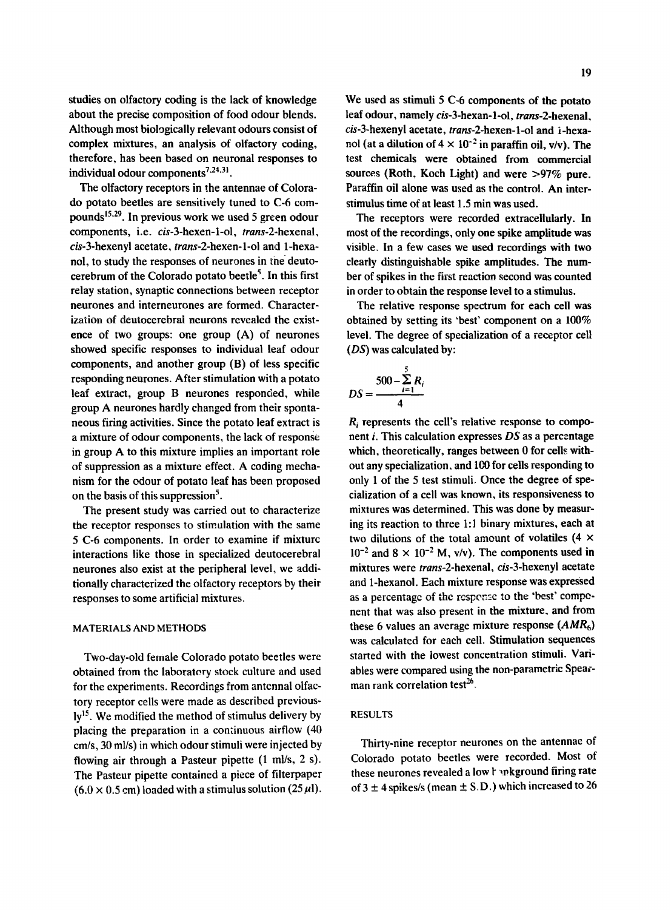studies on olfactory coding is the lack of knowledge about the precise composition of food odour blends. Although most biologically relevant odours consist of complex mixtures, an analysis of olfactory coding, therefore, has been based on neuronal responses to individual odour components[7,24,31].

The olfactory receptors in the antennae of Colorado potato beetles are sensitively tuned to C-6 compounds[15,29]. In previous work we used 5 green odour components, i.e. *cis*-3-hexen-1-ol, *trans*-2-hexenal, *cis*-3-hexenyl acetate, *trans*-2-hexen-1-ol and 1-hexanol, to study the responses of neurones in the deutocerebrum of the Colorado potato beetle[5]. In this first relay station, synaptic connections between receptor neurones and interneurones are formed. Characterization of deutocerebral neurons revealed the existence of two groups: one group (A) of neurones showed specific responses to individual leaf odour components, and another group (B) of less specific responding neurones. After stimulation with a potato leaf extract, group B neurones responded, while group A neurones hardly changed from their spontaneous firing activities. Since the potato leaf extract is a mixture of odour components, the lack of response in group A to this mixture implies an important role of suppression as a mixture effect. A coding mechanism for the odour of potato leaf has been proposed on the basis of this suppression[5].

The present study was carried out to characterize the receptor responses to stimulation with the same 5 C-6 components. In order to examine if mixture interactions like those in specialized deutocerebral neurones also exist at the peripheral level, we additionally characterized the olfactory receptors by their responses to some artificial mixtures.

## MATERIALS AND METHODS

Two-day-old female Colorado potato beetles were obtained from the laboratory stock culture and used for the experiments. Recordings from antennal olfactory receptor cells were made as described previously[15]. We modified the method of stimulus delivery by placing the preparation in a continuous airflow (40 cm/s, 30 ml/s) in which odour stimuli were injected by flowing air through a Pasteur pipette (1 ml/s, 2 s). The Pasteur pipette contained a piece of filterpaper ($6.0 \times 0.5$ cm) loaded with a stimulus solution (25 $\mu$l). We used as stimuli 5 C-6 components of the potato leaf odour, namely *cis*-3-hexan-1-ol, *trans*-2-hexenal, *cis*-3-hexenyl acetate, *trans*-2-hexen-1-ol and 1-hexanol (at a dilution of $4 \times 10^{-2}$ in paraffin oil, v/v). The test chemicals were obtained from commercial sources (Roth, Koch Light) and were >97% pure. Paraffin oil alone was used as the control. An interstimulus time of at least 1.5 min was used.

The receptors were recorded extracellularly. In most of the recordings, only one spike amplitude was visible. In a few cases we used recordings with two clearly distinguishable spike amplitudes. The number of spikes in the first reaction second was counted in order to obtain the response level to a stimulus.

The relative response spectrum for each cell was obtained by setting its 'best' component on a 100% level. The degree of specialization of a receptor cell ($DS$) was calculated by:

$$DS = \frac{500 - \sum_{i=1}^{5} R_i}{4}$$

$R_i$ represents the cell's relative response to component $i$. This calculation expresses $DS$ as a percentage which, theoretically, ranges between 0 for cells without any specialization, and 100 for cells responding to only 1 of the 5 test stimuli. Once the degree of specialization of a cell was known, its responsiveness to mixtures was determined. This was done by measuring its reaction to three 1:1 binary mixtures, each at two dilutions of the total amount of volatiles ($4 \times 10^{-2}$ and $8 \times 10^{-2}$ M, v/v). The components used in mixtures were *trans*-2-hexenal, *cis*-3-hexenyl acetate and 1-hexanol. Each mixture response was expressed as a percentage of the response to the 'best' component that was also present in the mixture, and from these 6 values an average mixture response ($AMR_6$) was calculated for each cell. Stimulation sequences started with the lowest concentration stimuli. Variables were compared using the non-parametric Spearman rank correlation test[26].

## RESULTS

Thirty-nine receptor neurones on the antennae of Colorado potato beetles were recorded. Most of these neurones revealed a low background firing rate of $3 \pm 4$ spikes/s (mean $\pm$ S.D.) which increased to 26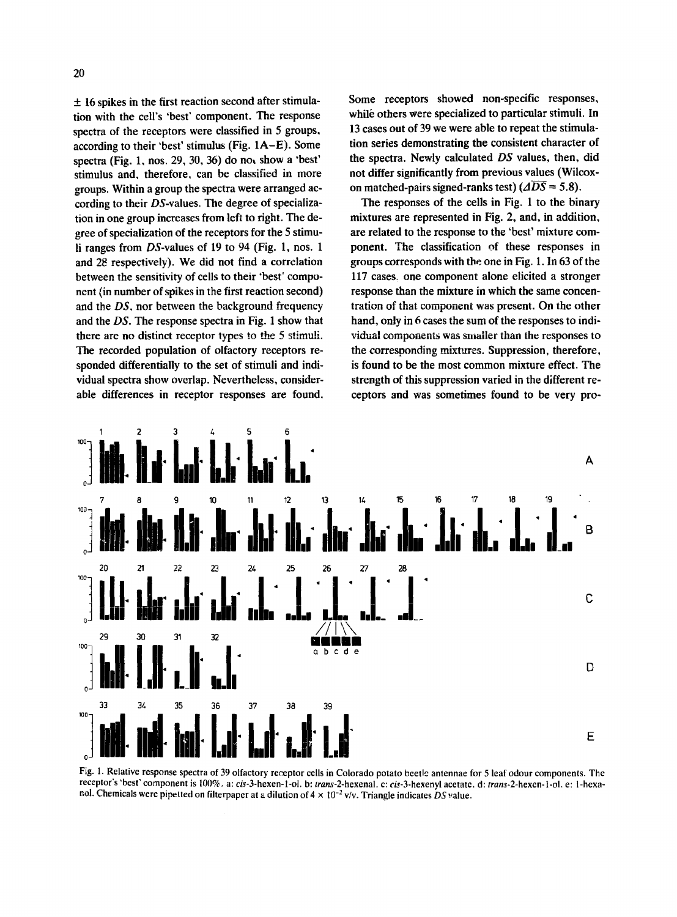± 16 spikes in the first reaction second after stimulation with the cell's 'best' component. The response spectra of the receptors were classified in 5 groups, according to their 'best' stimulus (Fig. 1A–E). Some spectra (Fig. 1, nos. 29, 30, 36) do not show a 'best' stimulus and, therefore, can be classified in more groups. Within a group the spectra were arranged according to their *DS*-values. The degree of specialization in one group increases from left to right. The degree of specialization of the receptors for the 5 stimuli ranges from *DS*-values of 19 to 94 (Fig. 1, nos. 1 and 28 respectively). We did not find a correlation between the sensitivity of cells to their 'best' component (in number of spikes in the first reaction second) and the *DS*, nor between the background frequency and the *DS*. The response spectra in Fig. 1 show that there are no distinct receptor types to the 5 stimuli. The recorded population of olfactory receptors responded differentially to the set of stimuli and individual spectra show overlap. Nevertheless, considerable differences in receptor responses are found. Some receptors showed non-specific responses, while others were specialized to particular stimuli. In 13 cases out of 39 we were able to repeat the stimulation series demonstrating the consistent character of the spectra. Newly calculated *DS* values, then, did not differ significantly from previous values (Wilcoxon matched-pairs signed-ranks test) ($\Delta \overline{DS} = 5.8$).

The responses of the cells in Fig. 1 to the binary mixtures are represented in Fig. 2, and, in addition, are related to the response to the 'best' mixture component. The classification of these responses in groups corresponds with the one in Fig. 1. In 63 of the 117 cases, one component alone elicited a stronger response than the mixture in which the same concentration of that component was present. On the other hand, only in 6 cases the sum of the responses to individual components was smaller than the responses to the corresponding mixtures. Suppression, therefore, is found to be the most common mixture effect. The strength of this suppression varied in the different receptors and was sometimes found to be very pro-

Fig. 1. Relative response spectra of 39 olfactory receptor cells in Colorado potato beetle antennae for 5 leaf odour components. The receptor's 'best' component is 100%. a: *cis*-3-hexen-1-ol. b: *trans*-2-hexenal. c: *cis*-3-hexenyl acetate. d: *trans*-2-hexen-1-ol. e: 1-hexanol. Chemicals were pipetted on filterpaper at a dilution of $4 \times 10^{-2}$ v/v. Triangle indicates *DS* value.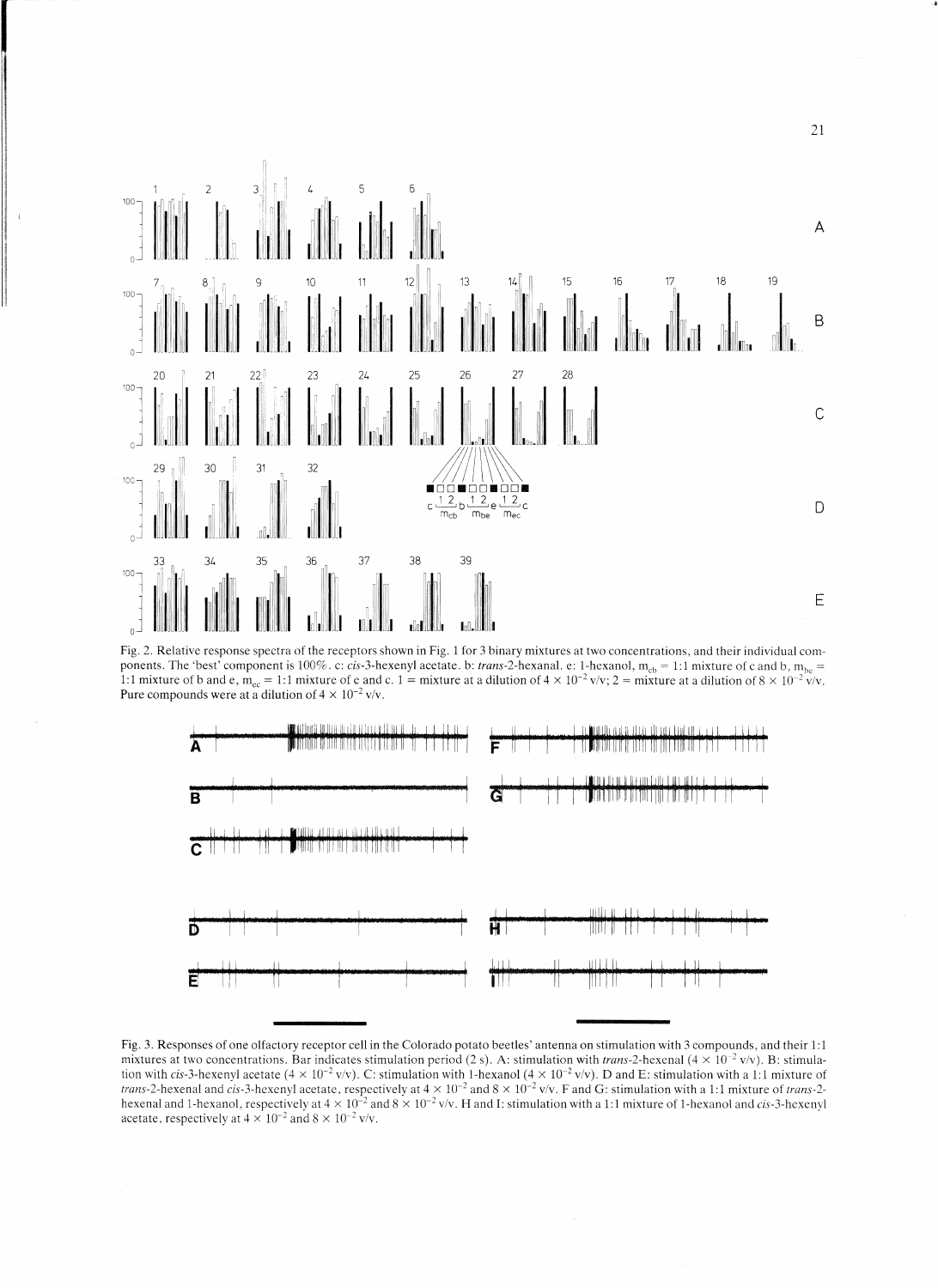Fig. 2. Relative response spectra of the receptors shown in Fig. 1 for 3 binary mixtures at two concentrations, and their individual components. The 'best' component is 100%. c: *cis*-3-hexenyl acetate. b: *trans*-2-hexanal. e: 1-hexanol, $m_{cb}$ = 1:1 mixture of c and b, $m_{be}$ = 1:1 mixture of b and e, $m_{ec}$ = 1:1 mixture of e and c. 1 = mixture at a dilution of $4 \times 10^{-2}$ v/v; 2 = mixture at a dilution of $8 \times 10^{-2}$ v/v. Pure compounds were at a dilution of $4 \times 10^{-2}$ v/v.

Fig. 3. Responses of one olfactory receptor cell in the Colorado potato beetles' antenna on stimulation with 3 compounds, and their 1:1 mixtures at two concentrations. Bar indicates stimulation period (2 s). A: stimulation with *trans*-2-hexenal ($4 \times 10^{-2}$ v/v). B: stimulation with *cis*-3-hexenyl acetate ($4 \times 10^{-2}$ v/v). C: stimulation with 1-hexanol ($4 \times 10^{-2}$ v/v). D and E: stimulation with a 1:1 mixture of *trans*-2-hexenal and *cis*-3-hexenyl acetate, respectively at $4 \times 10^{-2}$ and $8 \times 10^{-2}$ v/v. F and G: stimulation with a 1:1 mixture of *trans*-2-hexenal and 1-hexanol, respectively at $4 \times 10^{-2}$ and $8 \times 10^{-2}$ v/v. H and I: stimulation with a 1:1 mixture of 1-hexanol and *cis*-3-hexenyl acetate, respectively at $4 \times 10^{-2}$ and $8 \times 10^{-2}$ v/v.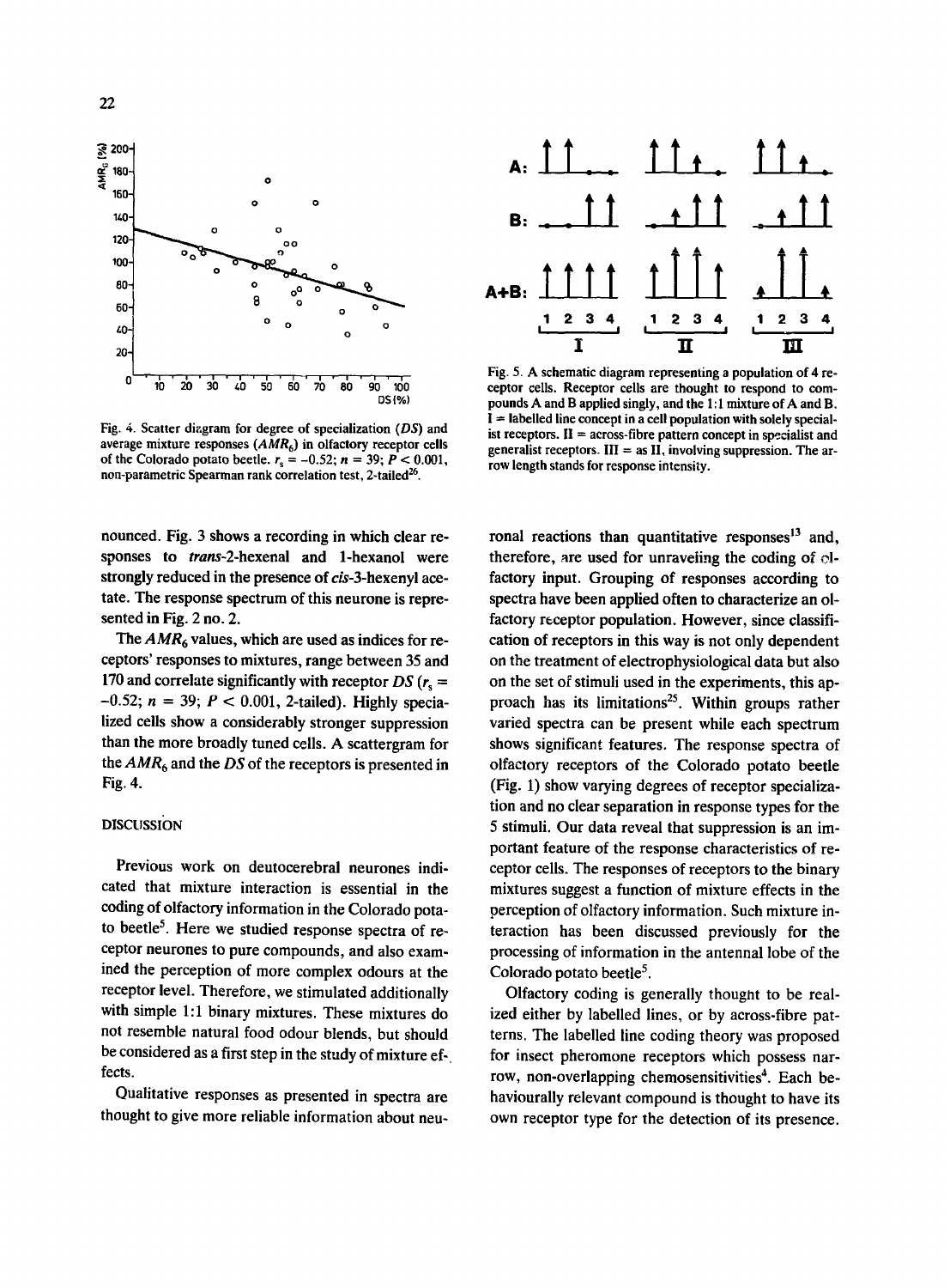Fig. 4. Scatter diagram for degree of specialization (*DS*) and average mixture responses ($AMR_6$) in olfactory receptor cells of the Colorado potato beetle. $r_s = -0.52$; $n = 39$; $P < 0.001$, non-parametric Spearman rank correlation test, 2-tailed[26].

Fig. 5. A schematic diagram representing a population of 4 receptor cells. Receptor cells are thought to respond to compounds A and B applied singly, and the 1:1 mixture of A and B. I = labelled line concept in a cell population with solely specialist receptors. II = across-fibre pattern concept in specialist and generalist receptors. III = as II, involving suppression. The arrow length stands for response intensity.

nounced. Fig. 3 shows a recording in which clear responses to *trans*-2-hexenal and 1-hexanol were strongly reduced in the presence of *cis*-3-hexenyl acetate. The response spectrum of this neurone is represented in Fig. 2 no. 2.

The $AMR_6$ values, which are used as indices for receptors' responses to mixtures, range between 35 and 170 and correlate significantly with receptor *DS* ($r_s = -0.52$; $n = 39$; $P < 0.001$, 2-tailed). Highly specialized cells show a considerably stronger suppression than the more broadly tuned cells. A scattergram for the $AMR_6$ and the *DS* of the receptors is presented in Fig. 4.

## DISCUSSION

Previous work on deutocerebral neurones indicated that mixture interaction is essential in the coding of olfactory information in the Colorado potato beetle[5]. Here we studied response spectra of receptor neurones to pure compounds, and also examined the perception of more complex odours at the receptor level. Therefore, we stimulated additionally with simple 1:1 binary mixtures. These mixtures do not resemble natural food odour blends, but should be considered as a first step in the study of mixture effects.

Qualitative responses as presented in spectra are thought to give more reliable information about neuronal reactions than quantitative responses[13] and, therefore, are used for unraveling the coding of olfactory input. Grouping of responses according to spectra have been applied often to characterize an olfactory receptor population. However, since classification of receptors in this way is not only dependent on the treatment of electrophysiological data but also on the set of stimuli used in the experiments, this approach has its limitations[25]. Within groups rather varied spectra can be present while each spectrum shows significant features. The response spectra of olfactory receptors of the Colorado potato beetle (Fig. 1) show varying degrees of receptor specialization and no clear separation in response types for the 5 stimuli. Our data reveal that suppression is an important feature of the response characteristics of receptor cells. The responses of receptors to the binary mixtures suggest a function of mixture effects in the perception of olfactory information. Such mixture interaction has been discussed previously for the processing of information in the antennal lobe of the Colorado potato beetle[5].

Olfactory coding is generally thought to be realized either by labelled lines, or by across-fibre patterns. The labelled line coding theory was proposed for insect pheromone receptors which possess narrow, non-overlapping chemosensitivities[4]. Each behaviourally relevant compound is thought to have its own receptor type for the detection of its presence.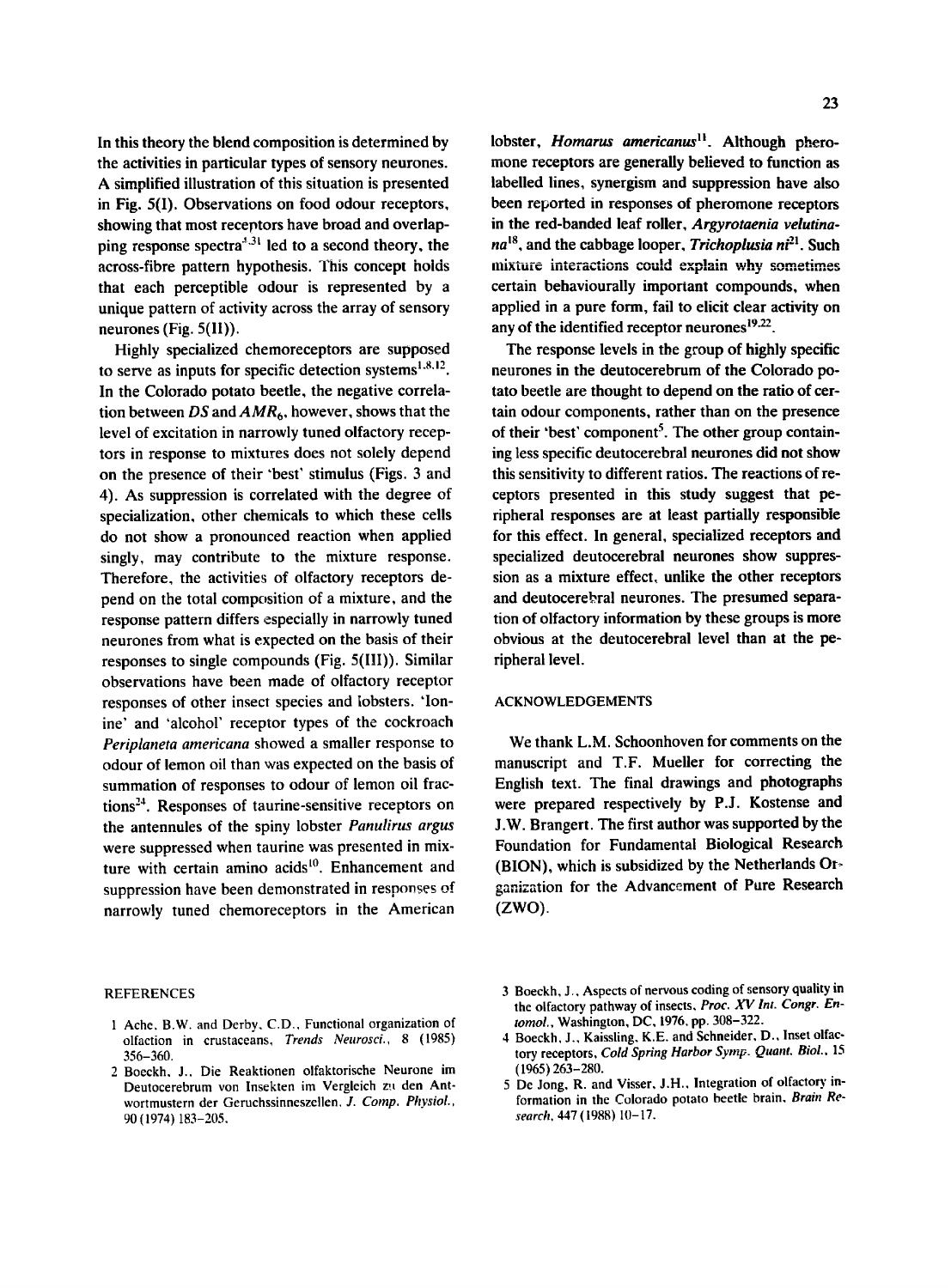In this theory the blend composition is determined by the activities in particular types of sensory neurones. A simplified illustration of this situation is presented in Fig. 5(I). Observations on food odour receptors, showing that most receptors have broad and overlapping response spectra[4,31] led to a second theory, the across-fibre pattern hypothesis. This concept holds that each perceptible odour is represented by a unique pattern of activity across the array of sensory neurones (Fig. 5(II)).

Highly specialized chemoreceptors are supposed to serve as inputs for specific detection systems[1,8,12]. In the Colorado potato beetle, the negative correlation between *DS* and $AMR_6$, however, shows that the level of excitation in narrowly tuned olfactory receptors in response to mixtures does not solely depend on the presence of their 'best' stimulus (Figs. 3 and 4). As suppression is correlated with the degree of specialization, other chemicals to which these cells do not show a pronounced reaction when applied singly, may contribute to the mixture response. Therefore, the activities of olfactory receptors depend on the total composition of a mixture, and the response pattern differs especially in narrowly tuned neurones from what is expected on the basis of their responses to single compounds (Fig. 5(III)). Similar observations have been made of olfactory receptor responses of other insect species and lobsters. 'Ionine' and 'alcohol' receptor types of the cockroach *Periplaneta americana* showed a smaller response to odour of lemon oil than was expected on the basis of summation of responses to odour of lemon oil fractions[24]. Responses of taurine-sensitive receptors on the antennules of the spiny lobster *Panulirus argus* were suppressed when taurine was presented in mixture with certain amino acids[10]. Enhancement and suppression have been demonstrated in responses of narrowly tuned chemoreceptors in the American lobster, *Homarus americanus*[11]. Although pheromone receptors are generally believed to function as labelled lines, synergism and suppression have also been reported in responses of pheromone receptors in the red-banded leaf roller, *Argyrotaenia velutinana*[18], and the cabbage looper, *Trichoplusia ni*[21]. Such mixture interactions could explain why sometimes certain behaviourally important compounds, when applied in a pure form, fail to elicit clear activity on any of the identified receptor neurones[19,22].

The response levels in the group of highly specific neurones in the deutocerebrum of the Colorado potato beetle are thought to depend on the ratio of certain odour components, rather than on the presence of their 'best' component[5]. The other group containing less specific deutocerebral neurones did not show this sensitivity to different ratios. The reactions of receptors presented in this study suggest that peripheral responses are at least partially responsible for this effect. In general, specialized receptors and specialized deutocerebral neurones show suppression as a mixture effect, unlike the other receptors and deutocerebral neurones. The presumed separation of olfactory information by these groups is more obvious at the deutocerebral level than at the peripheral level.

## ACKNOWLEDGEMENTS

We thank L.M. Schoonhoven for comments on the manuscript and T.F. Mueller for correcting the English text. The final drawings and photographs were prepared respectively by P.J. Kostense and J.W. Brangert. The first author was supported by the Foundation for Fundamental Biological Research (BION), which is subsidized by the Netherlands Organization for the Advancement of Pure Research (ZWO).

## REFERENCES

1 Ache, B.W. and Derby, C.D., Functional organization of olfaction in crustaceans, *Trends Neurosci.*, 8 (1985) 356–360.

2 Boeckh, J., Die Reaktionen olfaktorische Neurone im Deutocerebrum von Insekten im Vergleich zu den Antwortmustern der Geruchssinneszellen, *J. Comp. Physiol.*, 90 (1974) 183–205.

3 Boeckh, J., Aspects of nervous coding of sensory quality in the olfactory pathway of insects, *Proc. XV Int. Congr. Entomol.*, Washington, DC, 1976, pp. 308–322.

4 Boeckh, J., Kaissling, K.E. and Schneider, D., Inset olfactory receptors, *Cold Spring Harbor Symp. Quant. Biol.*, 15 (1965) 263–280.

5 De Jong, R. and Visser, J.H., Integration of olfactory information in the Colorado potato beetle brain, *Brain Research*, 447 (1988) 10–17.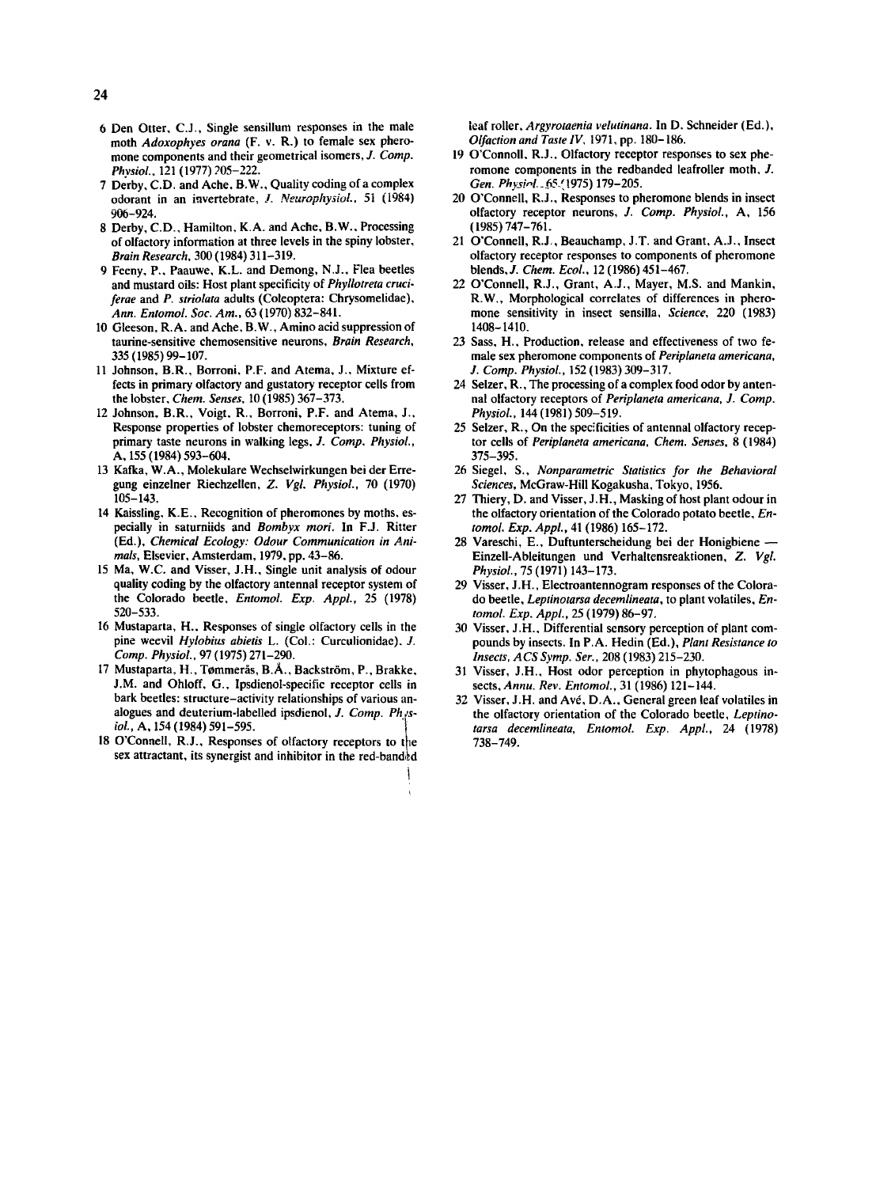6 Den Otter, C.J., Single sensillum responses in the male moth *Adoxophyes orana* (F. v. R.) to female sex pheromone components and their geometrical isomers, *J. Comp. Physiol.*, 121 (1977) 205–222.

7 Derby, C.D. and Ache, B.W., Quality coding of a complex odorant in an invertebrate, *J. Neurophysiol.*, 51 (1984) 906–924.

8 Derby, C.D., Hamilton, K.A. and Ache, B.W., Processing of olfactory information at three levels in the spiny lobster, *Brain Research*, 300 (1984) 311–319.

9 Feeny, P., Paauwe, K.L. and Demong, N.J., Flea beetles and mustard oils: Host plant specificity of *Phyllotreta cruciferae* and *P. striolata* adults (Coleoptera: Chrysomelidae), *Ann. Entomol. Soc. Am.*, 63 (1970) 832–841.

10 Gleeson, R.A. and Ache, B.W., Amino acid suppression of taurine-sensitive chemosensitive neurons, *Brain Research*, 335 (1985) 99–107.

11 Johnson, B.R., Borroni, P.F. and Atema, J., Mixture effects in primary olfactory and gustatory receptor cells from the lobster, *Chem. Senses*, 10 (1985) 367–373.

12 Johnson, B.R., Voigt, R., Borroni, P.F. and Atema, J., Response properties of lobster chemoreceptors: tuning of primary taste neurons in walking legs, *J. Comp. Physiol.*, A, 155 (1984) 593–604.

13 Kafka, W.A., Molekulare Wechselwirkungen bei der Erregung einzelner Riechzellen, *Z. Vgl. Physiol.*, 70 (1970) 105–143.

14 Kaissling, K.E., Recognition of pheromones by moths, especially in saturniids and *Bombyx mori*. In F.J. Ritter (Ed.), *Chemical Ecology: Odour Communication in Animals*, Elsevier, Amsterdam, 1979, pp. 43–86.

15 Ma, W.C. and Visser, J.H., Single unit analysis of odour quality coding by the olfactory antennal receptor system of the Colorado beetle, *Entomol. Exp. Appl.*, 25 (1978) 520–533.

16 Mustaparta, H., Responses of single olfactory cells in the pine weevil *Hylobius abietis* L. (Col.: Curculionidae), *J. Comp. Physiol.*, 97 (1975) 271–290.

17 Mustaparta, H., Tømmerås, B.Å., Backström, P., Brakke, J.M. and Ohloff, G., Ipsdienol-specific receptor cells in bark beetles: structure–activity relationships of various analogues and deuterium-labelled ipsdienol, *J. Comp. Physiol.*, A, 154 (1984) 591–595.

18 O'Connell, R.J., Responses of olfactory receptors to the sex attractant, its synergist and inhibitor in the red-banded leaf roller, *Argyrotaenia velutinana*. In D. Schneider (Ed.), *Olfaction and Taste IV*, 1971, pp. 180–186.

19 O'Connell, R.J., Olfactory receptor responses to sex pheromone components in the redbanded leafroller moth, *J. Gen. Physiol.*, 65 (1975) 179–205.

20 O'Connell, R.J., Responses to pheromone blends in insect olfactory receptor neurons, *J. Comp. Physiol.*, A, 156 (1985) 747–761.

21 O'Connell, R.J., Beauchamp, J.T. and Grant, A.J., Insect olfactory receptor responses to components of pheromone blends, *J. Chem. Ecol.*, 12 (1986) 451–467.

22 O'Connell, R.J., Grant, A.J., Mayer, M.S. and Mankin, R.W., Morphological correlates of differences in pheromone sensitivity in insect sensilla, *Science*, 220 (1983) 1408–1410.

23 Sass, H., Production, release and effectiveness of two female sex pheromone components of *Periplaneta americana*, *J. Comp. Physiol.*, 152 (1983) 309–317.

24 Selzer, R., The processing of a complex food odor by antennal olfactory receptors of *Periplaneta americana*, *J. Comp. Physiol.*, 144 (1981) 509–519.

25 Selzer, R., On the specificities of antennal olfactory receptor cells of *Periplaneta americana*, *Chem. Senses*, 8 (1984) 375–395.

26 Siegel, S., *Nonparametric Statistics for the Behavioral Sciences*, McGraw-Hill Kogakusha, Tokyo, 1956.

27 Thiery, D. and Visser, J.H., Masking of host plant odour in the olfactory orientation of the Colorado potato beetle, *Entomol. Exp. Appl.*, 41 (1986) 165–172.

28 Vareschi, E., Duftunterscheidung bei der Honigbiene — Einzell-Ableitungen und Verhaltensreaktionen, *Z. Vgl. Physiol.*, 75 (1971) 143–173.

29 Visser, J.H., Electroantennogram responses of the Colorado beetle, *Leptinotarsa decemlineata*, to plant volatiles, *Entomol. Exp. Appl.*, 25 (1979) 86–97.

30 Visser, J.H., Differential sensory perception of plant compounds by insects. In P.A. Hedin (Ed.), *Plant Resistance to Insects*, *ACS Symp. Ser.*, 208 (1983) 215–230.

31 Visser, J.H., Host odor perception in phytophagous insects, *Annu. Rev. Entomol.*, 31 (1986) 121–144.

32 Visser, J.H. and Avé, D.A., General green leaf volatiles in the olfactory orientation of the Colorado beetle, *Leptinotarsa decemlineata*, *Entomol. Exp. Appl.*, 24 (1978) 738–749.